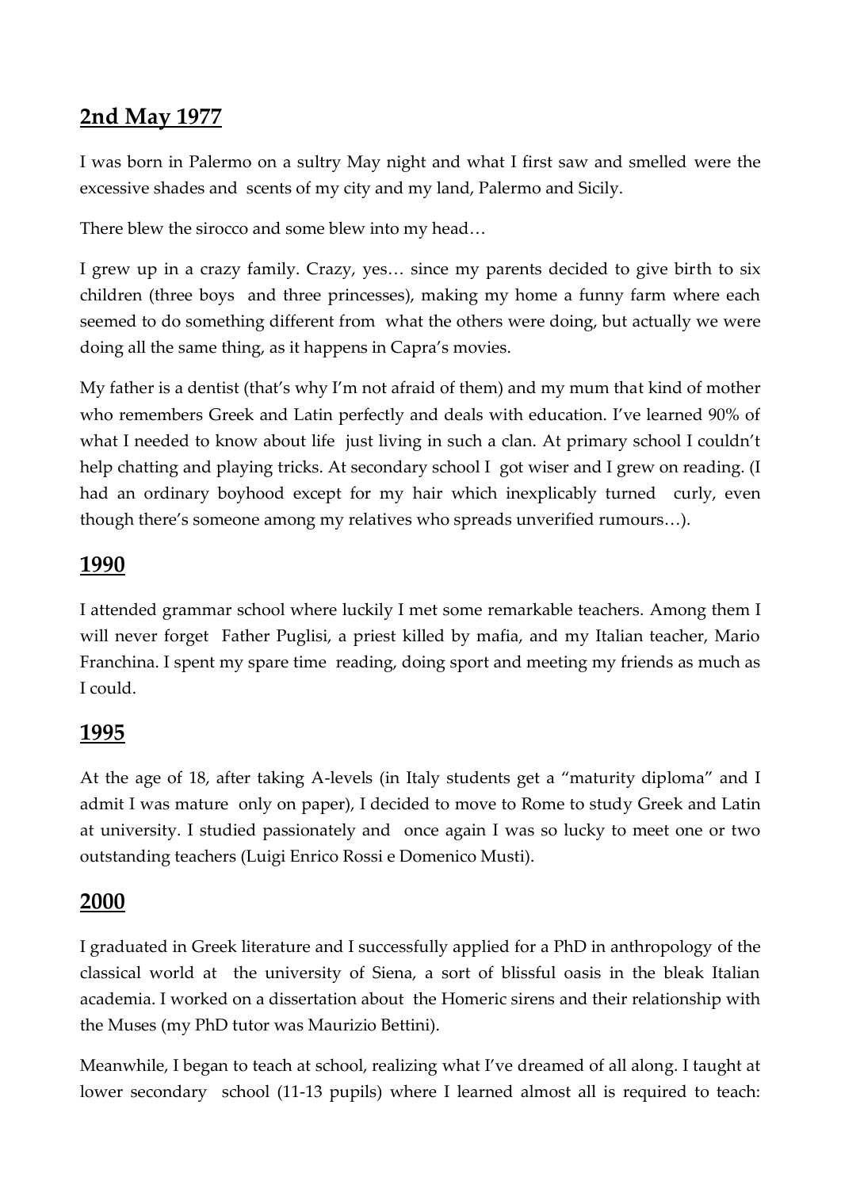## 2nd May 1977

I was born in Palermo on a sultry May night and what I first saw and smelled were the excessive shades and scents of my city and my land, Palermo and Sicily.

There blew the sirocco and some blew into my head…

I grew up in a crazy family. Crazy, yes… since my parents decided to give birth to six children (three boys and three princesses), making my home a funny farm where each seemed to do something different from what the others were doing, but actually we were doing all the same thing, as it happens in Capra's movies.

My father is a dentist (that's why I'm not afraid of them) and my mum that kind of mother who remembers Greek and Latin perfectly and deals with education. I've learned 90% of what I needed to know about life just living in such a clan. At primary school I couldn't help chatting and playing tricks. At secondary school I got wiser and I grew on reading. (I had an ordinary boyhood except for my hair which inexplicably turned curly, even though there's someone among my relatives who spreads unverified rumours…).

## 1990

I attended grammar school where luckily I met some remarkable teachers. Among them I will never forget Father Puglisi, a priest killed by mafia, and my Italian teacher, Mario Franchina. I spent my spare time reading, doing sport and meeting my friends as much as I could.

## 1995

At the age of 18, after taking A-levels (in Italy students get a "maturity diploma" and I admit I was mature only on paper), I decided to move to Rome to study Greek and Latin at university. I studied passionately and once again I was so lucky to meet one or two outstanding teachers (Luigi Enrico Rossi e Domenico Musti).

## 2000

I graduated in Greek literature and I successfully applied for a PhD in anthropology of the classical world at the university of Siena, a sort of blissful oasis in the bleak Italian academia. I worked on a dissertation about the Homeric sirens and their relationship with the Muses (my PhD tutor was Maurizio Bettini).

Meanwhile, I began to teach at school, realizing what I've dreamed of all along. I taught at lower secondary school (11-13 pupils) where I learned almost all is required to teach: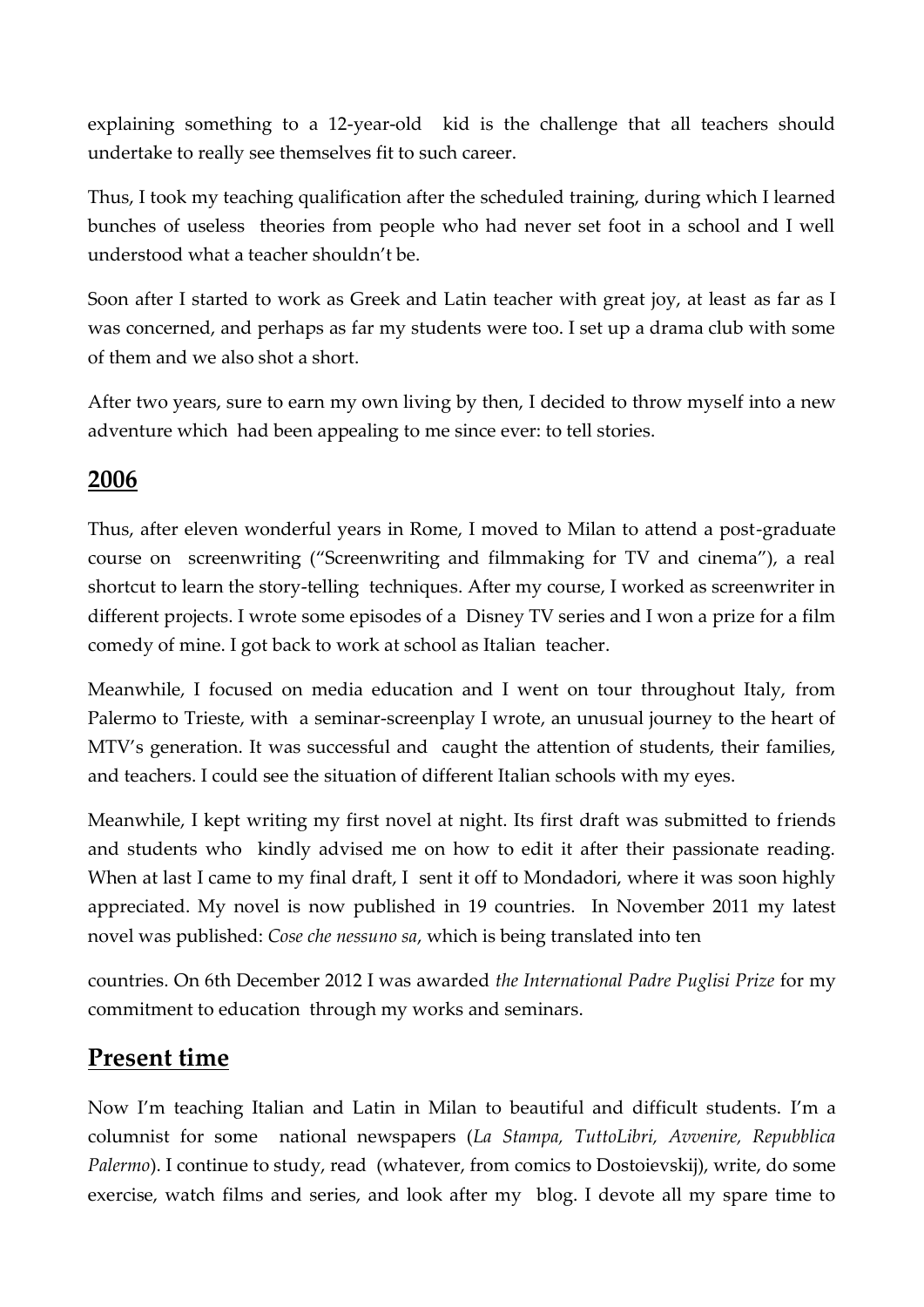explaining something to a 12-year-old kid is the challenge that all teachers should undertake to really see themselves fit to such career.

Thus, I took my teaching qualification after the scheduled training, during which I learned bunches of useless theories from people who had never set foot in a school and I well understood what a teacher shouldn't be.

Soon after I started to work as Greek and Latin teacher with great joy, at least as far as I was concerned, and perhaps as far my students were too. I set up a drama club with some of them and we also shot a short.

After two years, sure to earn my own living by then, I decided to throw myself into a new adventure which had been appealing to me since ever: to tell stories.

## 2006

Thus, after eleven wonderful years in Rome, I moved to Milan to attend a post-graduate course on screenwriting ("Screenwriting and filmmaking for TV and cinema"), a real shortcut to learn the story-telling techniques. After my course, I worked as screenwriter in different projects. I wrote some episodes of a Disney TV series and I won a prize for a film comedy of mine. I got back to work at school as Italian teacher.

Meanwhile, I focused on media education and I went on tour throughout Italy, from Palermo to Trieste, with a seminar-screenplay I wrote, an unusual journey to the heart of MTV's generation. It was successful and caught the attention of students, their families, and teachers. I could see the situation of different Italian schools with my eyes.

Meanwhile, I kept writing my first novel at night. Its first draft was submitted to friends and students who kindly advised me on how to edit it after their passionate reading. When at last I came to my final draft, I sent it off to Mondadori, where it was soon highly appreciated. My novel is now published in 19 countries. In November 2011 my latest novel was published: *Cose che nessuno sa*, which is being translated into ten countries. On 6th December 2012 I was awarded *the International Padre Puglisi Prize* for my commitment to education through my works and seminars.

## Present time

Now I'm teaching Italian and Latin in Milan to beautiful and difficult students. I'm a columnist for some national newspapers (*La Stampa, TuttoLibri, Avvenire, Repubblica Palermo*). I continue to study, read (whatever, from comics to Dostoievskij), write, do some exercise, watch films and series, and look after my blog. I devote all my spare time to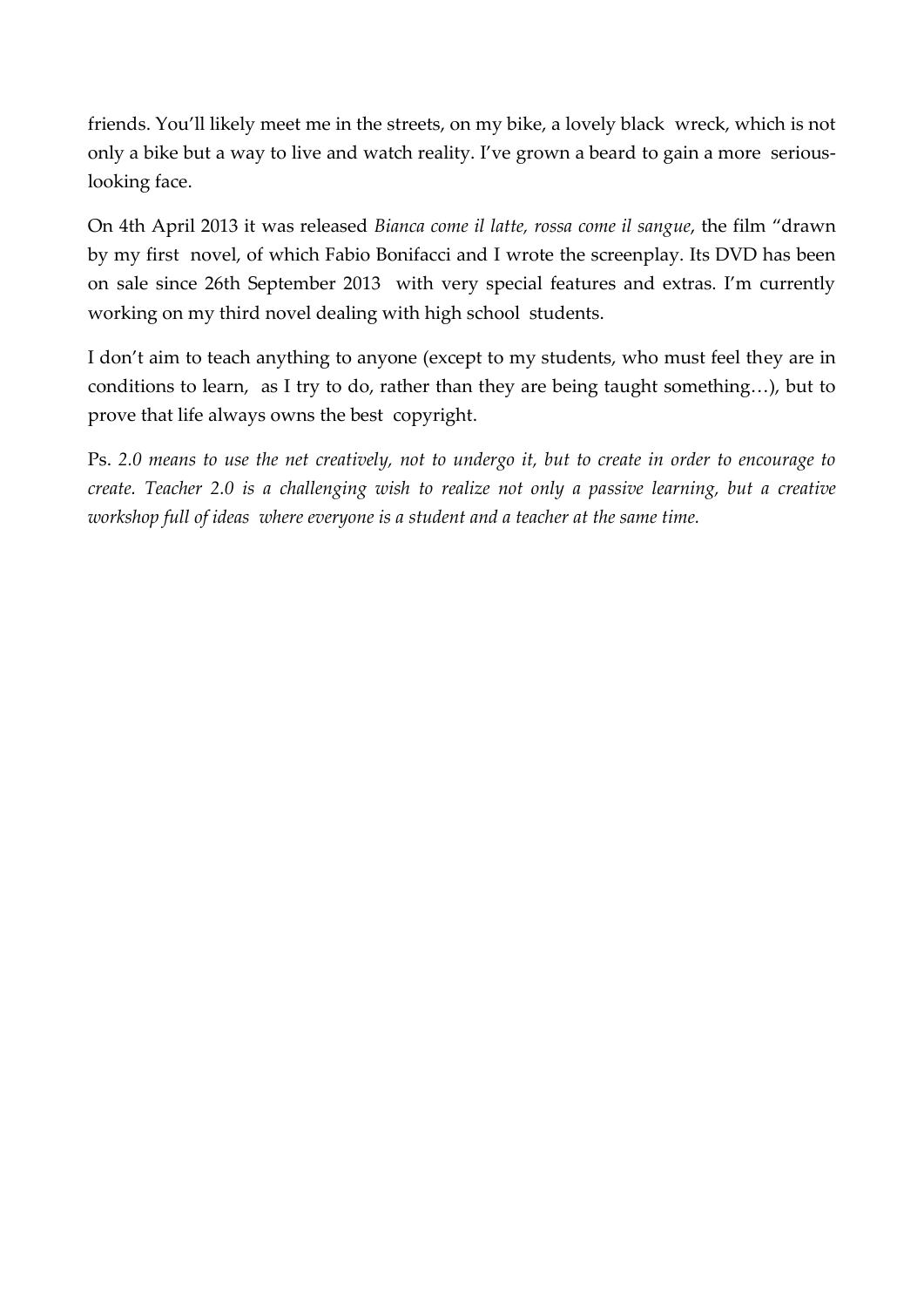friends. You'll likely meet me in the streets, on my bike, a lovely black wreck, which is not only a bike but a way to live and watch reality. I've grown a beard to gain a more serious-looking face.

On 4th April 2013 it was released *Bianca come il latte, rossa come il sangue*, the film "drawn by my first novel, of which Fabio Bonifacci and I wrote the screenplay. Its DVD has been on sale since 26th September 2013 with very special features and extras. I'm currently working on my third novel dealing with high school students.

I don't aim to teach anything to anyone (except to my students, who must feel they are in conditions to learn, as I try to do, rather than they are being taught something…), but to prove that life always owns the best copyright.

Ps. *2.0 means to use the net creatively, not to undergo it, but to create in order to encourage to create. Teacher 2.0 is a challenging wish to realize not only a passive learning, but a creative workshop full of ideas where everyone is a student and a teacher at the same time.*